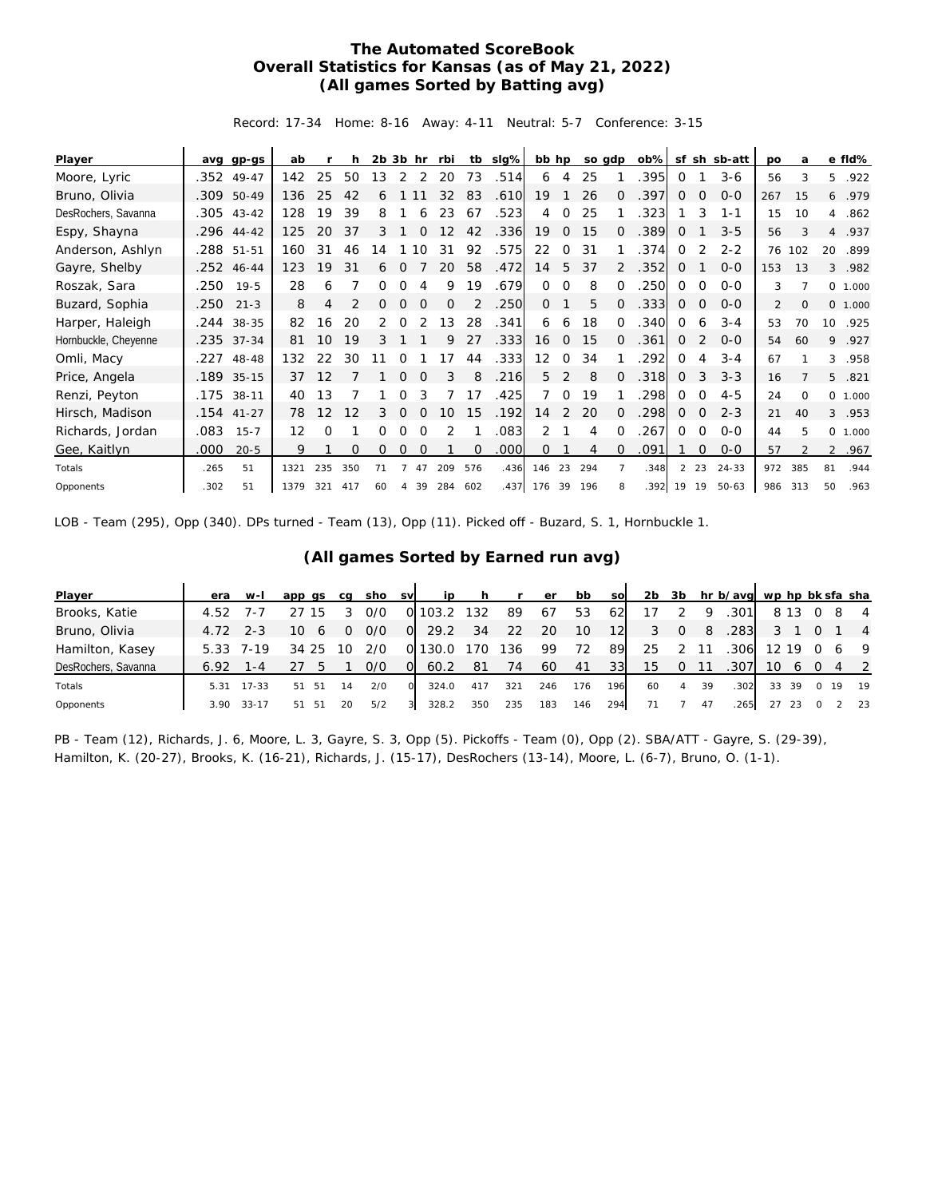# The Automated ScoreBook
## Overall Statistics for Kansas (as of May 21, 2022)
### (All games Sorted by Batting avg)

Record: 17-34 Home: 8-16 Away: 4-11 Neutral: 5-7 Conference: 3-15

| Player | avg | gp-gs | ab | r | h | 2b | 3b | hr | rbi | tb | slg% | bb | hp | so | gdp | ob% | sf | sh | sb-att | po | a | e | fld% |
|---|---|---|---|---|---|---|---|---|---|---|---|---|---|---|---|---|---|---|---|---|---|---|---|
| Moore, Lyric | .352 | 49-47 | 142 | 25 | 50 | 13 | 2 | 2 | 20 | 73 | .514 | 6 | 4 | 25 | 1 | .395 | 0 | 1 | 3-6 | 56 | 3 | 5 | .922 |
| Bruno, Olivia | .309 | 50-49 | 136 | 25 | 42 | 6 | 1 | 11 | 32 | 83 | .610 | 19 | 1 | 26 | 0 | .397 | 0 | 0 | 0-0 | 267 | 15 | 6 | .979 |
| DesRochers, Savanna | .305 | 43-42 | 128 | 19 | 39 | 8 | 1 | 6 | 23 | 67 | .523 | 4 | 0 | 25 | 1 | .323 | 1 | 3 | 1-1 | 15 | 10 | 4 | .862 |
| Espy, Shayna | .296 | 44-42 | 125 | 20 | 37 | 3 | 1 | 0 | 12 | 42 | .336 | 19 | 0 | 15 | 0 | .389 | 0 | 1 | 3-5 | 56 | 3 | 4 | .937 |
| Anderson, Ashlyn | .288 | 51-51 | 160 | 31 | 46 | 14 | 1 | 10 | 31 | 92 | .575 | 22 | 0 | 31 | 1 | .374 | 0 | 2 | 2-2 | 76 | 102 | 20 | .899 |
| Gayre, Shelby | .252 | 46-44 | 123 | 19 | 31 | 6 | 0 | 7 | 20 | 58 | .472 | 14 | 5 | 37 | 2 | .352 | 0 | 1 | 0-0 | 153 | 13 | 3 | .982 |
| Roszak, Sara | .250 | 19-5 | 28 | 6 | 7 | 0 | 0 | 4 | 9 | 19 | .679 | 0 | 0 | 8 | 0 | .250 | 0 | 0 | 0-0 | 3 | 7 | 0 | 1.000 |
| Buzard, Sophia | .250 | 21-3 | 8 | 4 | 2 | 0 | 0 | 0 | 0 | 2 | .250 | 0 | 1 | 5 | 0 | .333 | 0 | 0 | 0-0 | 2 | 0 | 0 | 1.000 |
| Harper, Haleigh | .244 | 38-35 | 82 | 16 | 20 | 2 | 0 | 2 | 13 | 28 | .341 | 6 | 6 | 18 | 0 | .340 | 0 | 6 | 3-4 | 53 | 70 | 10 | .925 |
| Hornbuckle, Cheyenne | .235 | 37-34 | 81 | 10 | 19 | 3 | 1 | 1 | 9 | 27 | .333 | 16 | 0 | 15 | 0 | .361 | 0 | 2 | 0-0 | 54 | 60 | 9 | .927 |
| Omli, Macy | .227 | 48-48 | 132 | 22 | 30 | 11 | 0 | 1 | 17 | 44 | .333 | 12 | 0 | 34 | 1 | .292 | 0 | 4 | 3-4 | 67 | 1 | 3 | .958 |
| Price, Angela | .189 | 35-15 | 37 | 12 | 7 | 1 | 0 | 0 | 3 | 8 | .216 | 5 | 2 | 8 | 0 | .318 | 0 | 3 | 3-3 | 16 | 7 | 5 | .821 |
| Renzi, Peyton | .175 | 38-11 | 40 | 13 | 7 | 1 | 0 | 3 | 7 | 17 | .425 | 7 | 0 | 19 | 1 | .298 | 0 | 0 | 4-5 | 24 | 0 | 0 | 1.000 |
| Hirsch, Madison | .154 | 41-27 | 78 | 12 | 12 | 3 | 0 | 0 | 10 | 15 | .192 | 14 | 2 | 20 | 0 | .298 | 0 | 0 | 2-3 | 21 | 40 | 3 | .953 |
| Richards, Jordan | .083 | 15-7 | 12 | 0 | 1 | 0 | 0 | 0 | 2 | 1 | .083 | 2 | 1 | 4 | 0 | .267 | 0 | 0 | 0-0 | 44 | 5 | 0 | 1.000 |
| Gee, Kaitlyn | .000 | 20-5 | 9 | 1 | 0 | 0 | 0 | 0 | 1 | 0 | .000 | 0 | 1 | 4 | 0 | .091 | 1 | 0 | 0-0 | 57 | 2 | 2 | .967 |
| Totals | .265 | 51 | 1321 | 235 | 350 | 71 | 7 | 47 | 209 | 576 | .436 | 146 | 23 | 294 | 7 | .348 | 2 | 23 | 24-33 | 972 | 385 | 81 | .944 |
| Opponents | .302 | 51 | 1379 | 321 | 417 | 60 | 4 | 39 | 284 | 602 | .437 | 176 | 39 | 196 | 8 | .392 | 19 | 19 | 50-63 | 986 | 313 | 50 | .963 |

LOB - Team (295), Opp (340). DPs turned - Team (13), Opp (11). Picked off - Buzard, S. 1, Hornbuckle 1.

### (All games Sorted by Earned run avg)

| Player | era | w-l | app | gs | cg | sho | sv | ip | h | r | er | bb | so | 2b | 3b | hr | b/avg | wp | hp | bk | sfa | sha |
|---|---|---|---|---|---|---|---|---|---|---|---|---|---|---|---|---|---|---|---|---|---|---|
| Brooks, Katie | 4.52 | 7-7 | 27 | 15 | 3 | 0/0 | 0 | 103.2 | 132 | 89 | 67 | 53 | 62 | 17 | 2 | 9 | .301 | 8 | 13 | 0 | 8 | 4 |
| Bruno, Olivia | 4.72 | 2-3 | 10 | 6 | 0 | 0/0 | 0 | 29.2 | 34 | 22 | 20 | 10 | 12 | 3 | 0 | 8 | .283 | 3 | 1 | 0 | 1 | 4 |
| Hamilton, Kasey | 5.33 | 7-19 | 34 | 25 | 10 | 2/0 | 0 | 130.0 | 170 | 136 | 99 | 72 | 89 | 25 | 2 | 11 | .306 | 12 | 19 | 0 | 6 | 9 |
| DesRochers, Savanna | 6.92 | 1-4 | 27 | 5 | 1 | 0/0 | 0 | 60.2 | 81 | 74 | 60 | 41 | 33 | 15 | 0 | 11 | .307 | 10 | 6 | 0 | 4 | 2 |
| Totals | 5.31 | 17-33 | 51 | 51 | 14 | 2/0 | 0 | 324.0 | 417 | 321 | 246 | 176 | 196 | 60 | 4 | 39 | .302 | 33 | 39 | 0 | 19 | 19 |
| Opponents | 3.90 | 33-17 | 51 | 51 | 20 | 5/2 | 3 | 328.2 | 350 | 235 | 183 | 146 | 294 | 71 | 7 | 47 | .265 | 27 | 23 | 0 | 2 | 23 |

PB - Team (12), Richards, J. 6, Moore, L. 3, Gayre, S. 3, Opp (5). Pickoffs - Team (0), Opp (2). SBA/ATT - Gayre, S. (29-39), Hamilton, K. (20-27), Brooks, K. (16-21), Richards, J. (15-17), DesRochers (13-14), Moore, L. (6-7), Bruno, O. (1-1).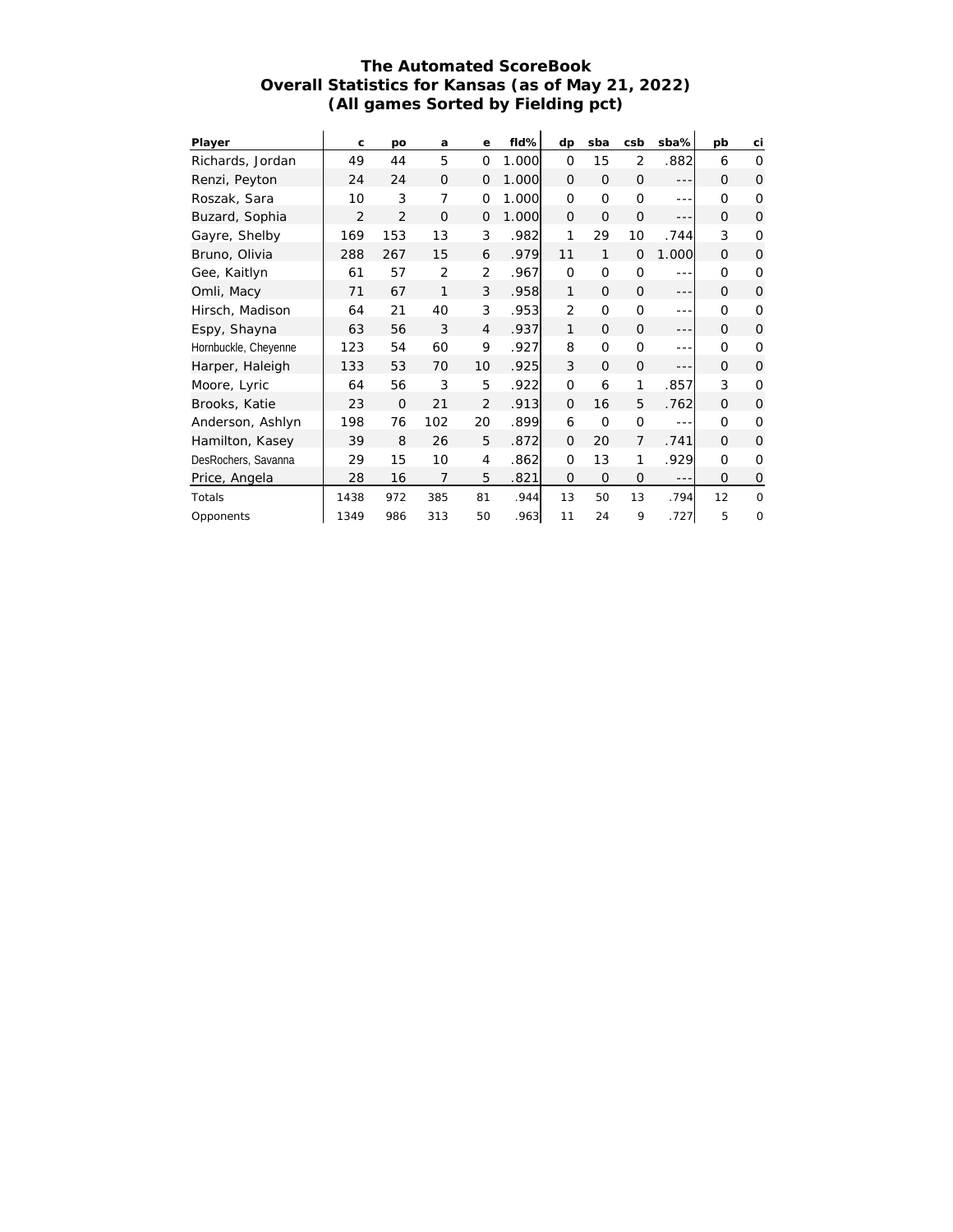**The Automated ScoreBook**
**Overall Statistics for Kansas (as of May 21, 2022)**
**(All games Sorted by Fielding pct)**

| Player | c | po | a | e | fld% | dp | sba | csb | sba% | pb | ci |
|---|---|---|---|---|---|---|---|---|---|---|---|
| Richards, Jordan | 49 | 44 | 5 | 0 | 1.000 | 0 | 15 | 2 | .882 | 6 | 0 |
| Renzi, Peyton | 24 | 24 | 0 | 0 | 1.000 | 0 | 0 | 0 | --- | 0 | 0 |
| Roszak, Sara | 10 | 3 | 7 | 0 | 1.000 | 0 | 0 | 0 | --- | 0 | 0 |
| Buzard, Sophia | 2 | 2 | 0 | 0 | 1.000 | 0 | 0 | 0 | --- | 0 | 0 |
| Gayre, Shelby | 169 | 153 | 13 | 3 | .982 | 1 | 29 | 10 | .744 | 3 | 0 |
| Bruno, Olivia | 288 | 267 | 15 | 6 | .979 | 11 | 1 | 0 | 1.000 | 0 | 0 |
| Gee, Kaitlyn | 61 | 57 | 2 | 2 | .967 | 0 | 0 | 0 | --- | 0 | 0 |
| Omli, Macy | 71 | 67 | 1 | 3 | .958 | 1 | 0 | 0 | --- | 0 | 0 |
| Hirsch, Madison | 64 | 21 | 40 | 3 | .953 | 2 | 0 | 0 | --- | 0 | 0 |
| Espy, Shayna | 63 | 56 | 3 | 4 | .937 | 1 | 0 | 0 | --- | 0 | 0 |
| Hornbuckle, Cheyenne | 123 | 54 | 60 | 9 | .927 | 8 | 0 | 0 | --- | 0 | 0 |
| Harper, Haleigh | 133 | 53 | 70 | 10 | .925 | 3 | 0 | 0 | --- | 0 | 0 |
| Moore, Lyric | 64 | 56 | 3 | 5 | .922 | 0 | 6 | 1 | .857 | 3 | 0 |
| Brooks, Katie | 23 | 0 | 21 | 2 | .913 | 0 | 16 | 5 | .762 | 0 | 0 |
| Anderson, Ashlyn | 198 | 76 | 102 | 20 | .899 | 6 | 0 | 0 | --- | 0 | 0 |
| Hamilton, Kasey | 39 | 8 | 26 | 5 | .872 | 0 | 20 | 7 | .741 | 0 | 0 |
| DesRochers, Savanna | 29 | 15 | 10 | 4 | .862 | 0 | 13 | 1 | .929 | 0 | 0 |
| Price, Angela | 28 | 16 | 7 | 5 | .821 | 0 | 0 | 0 | --- | 0 | 0 |
| Totals | 1438 | 972 | 385 | 81 | .944 | 13 | 50 | 13 | .794 | 12 | 0 |
| Opponents | 1349 | 986 | 313 | 50 | .963 | 11 | 24 | 9 | .727 | 5 | 0 |